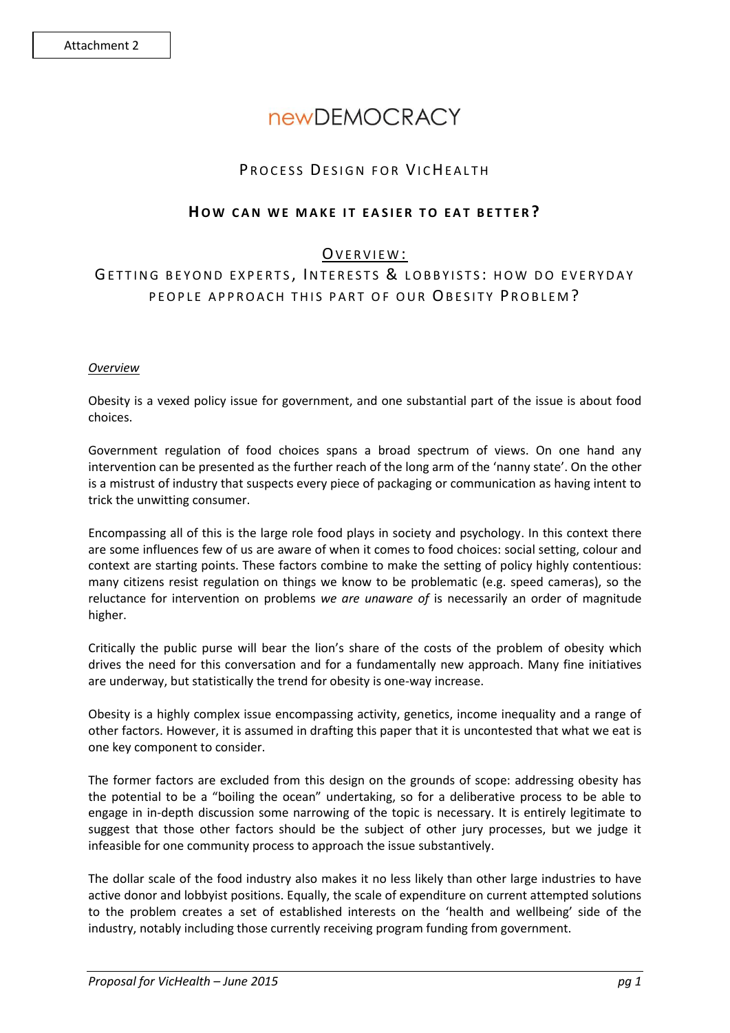Attachment 2

newDEMOCRACY

# Process Design for VicHealth

## How can we make it easier to eat better?

### Overview:

### Getting beyond experts, Interests & lobbyists: how do everyday people approach this part of our Obesity Problem?

*Overview*

Obesity is a vexed policy issue for government, and one substantial part of the issue is about food choices.

Government regulation of food choices spans a broad spectrum of views. On one hand any intervention can be presented as the further reach of the long arm of the 'nanny state'. On the other is a mistrust of industry that suspects every piece of packaging or communication as having intent to trick the unwitting consumer.

Encompassing all of this is the large role food plays in society and psychology. In this context there are some influences few of us are aware of when it comes to food choices: social setting, colour and context are starting points. These factors combine to make the setting of policy highly contentious: many citizens resist regulation on things we know to be problematic (e.g. speed cameras), so the reluctance for intervention on problems *we are unaware of* is necessarily an order of magnitude higher.

Critically the public purse will bear the lion's share of the costs of the problem of obesity which drives the need for this conversation and for a fundamentally new approach. Many fine initiatives are underway, but statistically the trend for obesity is one-way increase.

Obesity is a highly complex issue encompassing activity, genetics, income inequality and a range of other factors. However, it is assumed in drafting this paper that it is uncontested that what we eat is one key component to consider.

The former factors are excluded from this design on the grounds of scope: addressing obesity has the potential to be a "boiling the ocean" undertaking, so for a deliberative process to be able to engage in in-depth discussion some narrowing of the topic is necessary. It is entirely legitimate to suggest that those other factors should be the subject of other jury processes, but we judge it infeasible for one community process to approach the issue substantively.

The dollar scale of the food industry also makes it no less likely than other large industries to have active donor and lobbyist positions. Equally, the scale of expenditure on current attempted solutions to the problem creates a set of established interests on the 'health and wellbeing' side of the industry, notably including those currently receiving program funding from government.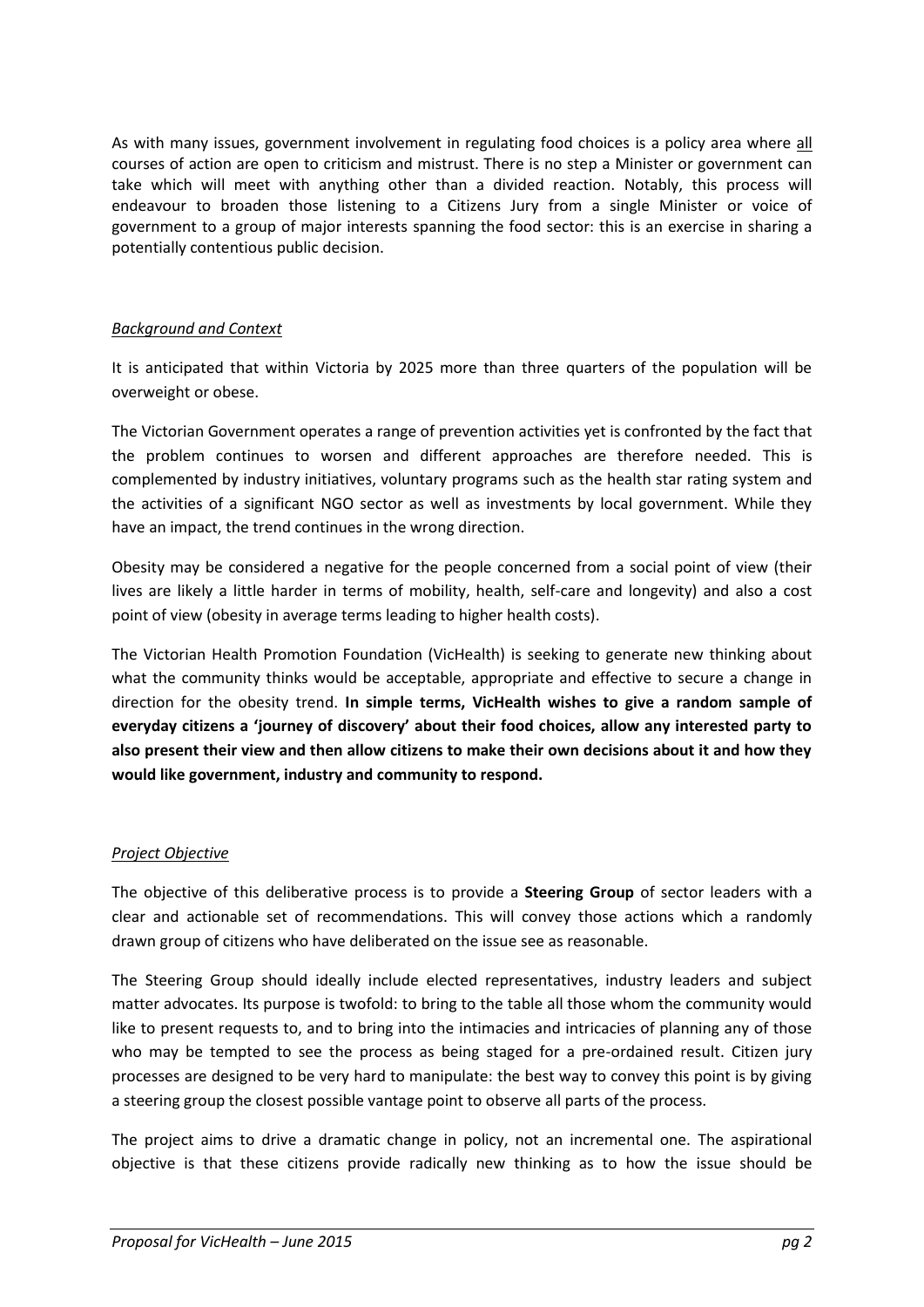As with many issues, government involvement in regulating food choices is a policy area where <u>all</u> courses of action are open to criticism and mistrust. There is no step a Minister or government can take which will meet with anything other than a divided reaction. Notably, this process will endeavour to broaden those listening to a Citizens Jury from a single Minister or voice of government to a group of major interests spanning the food sector: this is an exercise in sharing a potentially contentious public decision.

### *Background and Context*

It is anticipated that within Victoria by 2025 more than three quarters of the population will be overweight or obese.

The Victorian Government operates a range of prevention activities yet is confronted by the fact that the problem continues to worsen and different approaches are therefore needed. This is complemented by industry initiatives, voluntary programs such as the health star rating system and the activities of a significant NGO sector as well as investments by local government. While they have an impact, the trend continues in the wrong direction.

Obesity may be considered a negative for the people concerned from a social point of view (their lives are likely a little harder in terms of mobility, health, self-care and longevity) and also a cost point of view (obesity in average terms leading to higher health costs).

The Victorian Health Promotion Foundation (VicHealth) is seeking to generate new thinking about what the community thinks would be acceptable, appropriate and effective to secure a change in direction for the obesity trend. **In simple terms, VicHealth wishes to give a random sample of everyday citizens a 'journey of discovery' about their food choices, allow any interested party to also present their view and then allow citizens to make their own decisions about it and how they would like government, industry and community to respond.**

### *Project Objective*

The objective of this deliberative process is to provide a **Steering Group** of sector leaders with a clear and actionable set of recommendations. This will convey those actions which a randomly drawn group of citizens who have deliberated on the issue see as reasonable.

The Steering Group should ideally include elected representatives, industry leaders and subject matter advocates. Its purpose is twofold: to bring to the table all those whom the community would like to present requests to, and to bring into the intimacies and intricacies of planning any of those who may be tempted to see the process as being staged for a pre-ordained result. Citizen jury processes are designed to be very hard to manipulate: the best way to convey this point is by giving a steering group the closest possible vantage point to observe all parts of the process.

The project aims to drive a dramatic change in policy, not an incremental one. The aspirational objective is that these citizens provide radically new thinking as to how the issue should be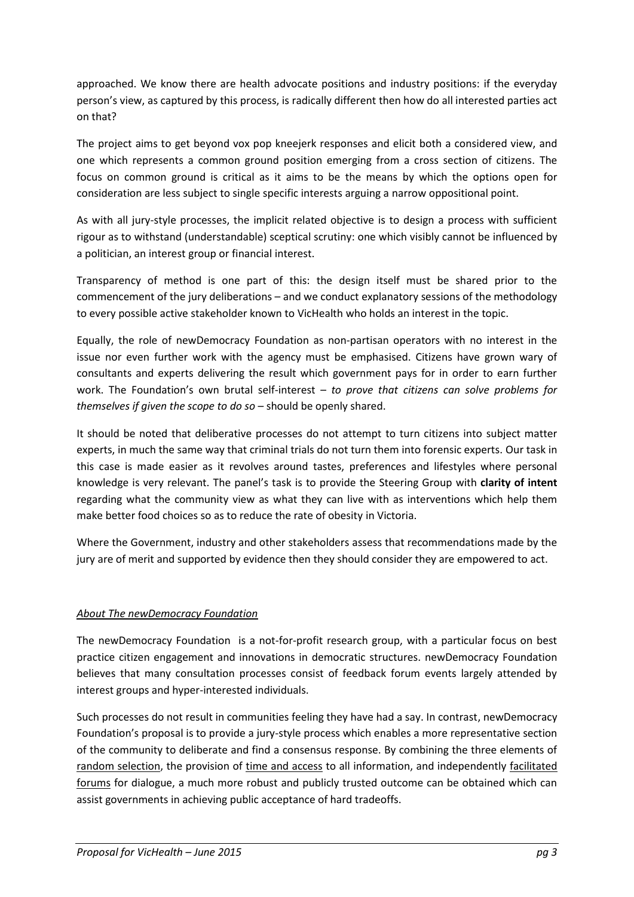approached. We know there are health advocate positions and industry positions: if the everyday person's view, as captured by this process, is radically different then how do all interested parties act on that?

The project aims to get beyond vox pop kneejerk responses and elicit both a considered view, and one which represents a common ground position emerging from a cross section of citizens. The focus on common ground is critical as it aims to be the means by which the options open for consideration are less subject to single specific interests arguing a narrow oppositional point.

As with all jury-style processes, the implicit related objective is to design a process with sufficient rigour as to withstand (understandable) sceptical scrutiny: one which visibly cannot be influenced by a politician, an interest group or financial interest.

Transparency of method is one part of this: the design itself must be shared prior to the commencement of the jury deliberations – and we conduct explanatory sessions of the methodology to every possible active stakeholder known to VicHealth who holds an interest in the topic.

Equally, the role of newDemocracy Foundation as non-partisan operators with no interest in the issue nor even further work with the agency must be emphasised. Citizens have grown wary of consultants and experts delivering the result which government pays for in order to earn further work. The Foundation's own brutal self-interest – *to prove that citizens can solve problems for themselves if given the scope to do so* – should be openly shared.

It should be noted that deliberative processes do not attempt to turn citizens into subject matter experts, in much the same way that criminal trials do not turn them into forensic experts. Our task in this case is made easier as it revolves around tastes, preferences and lifestyles where personal knowledge is very relevant. The panel's task is to provide the Steering Group with **clarity of intent** regarding what the community view as what they can live with as interventions which help them make better food choices so as to reduce the rate of obesity in Victoria.

Where the Government, industry and other stakeholders assess that recommendations made by the jury are of merit and supported by evidence then they should consider they are empowered to act.

### *About The newDemocracy Foundation*

The newDemocracy Foundation is a not-for-profit research group, with a particular focus on best practice citizen engagement and innovations in democratic structures. newDemocracy Foundation believes that many consultation processes consist of feedback forum events largely attended by interest groups and hyper-interested individuals.

Such processes do not result in communities feeling they have had a say. In contrast, newDemocracy Foundation's proposal is to provide a jury-style process which enables a more representative section of the community to deliberate and find a consensus response. By combining the three elements of random selection, the provision of time and access to all information, and independently facilitated forums for dialogue, a much more robust and publicly trusted outcome can be obtained which can assist governments in achieving public acceptance of hard tradeoffs.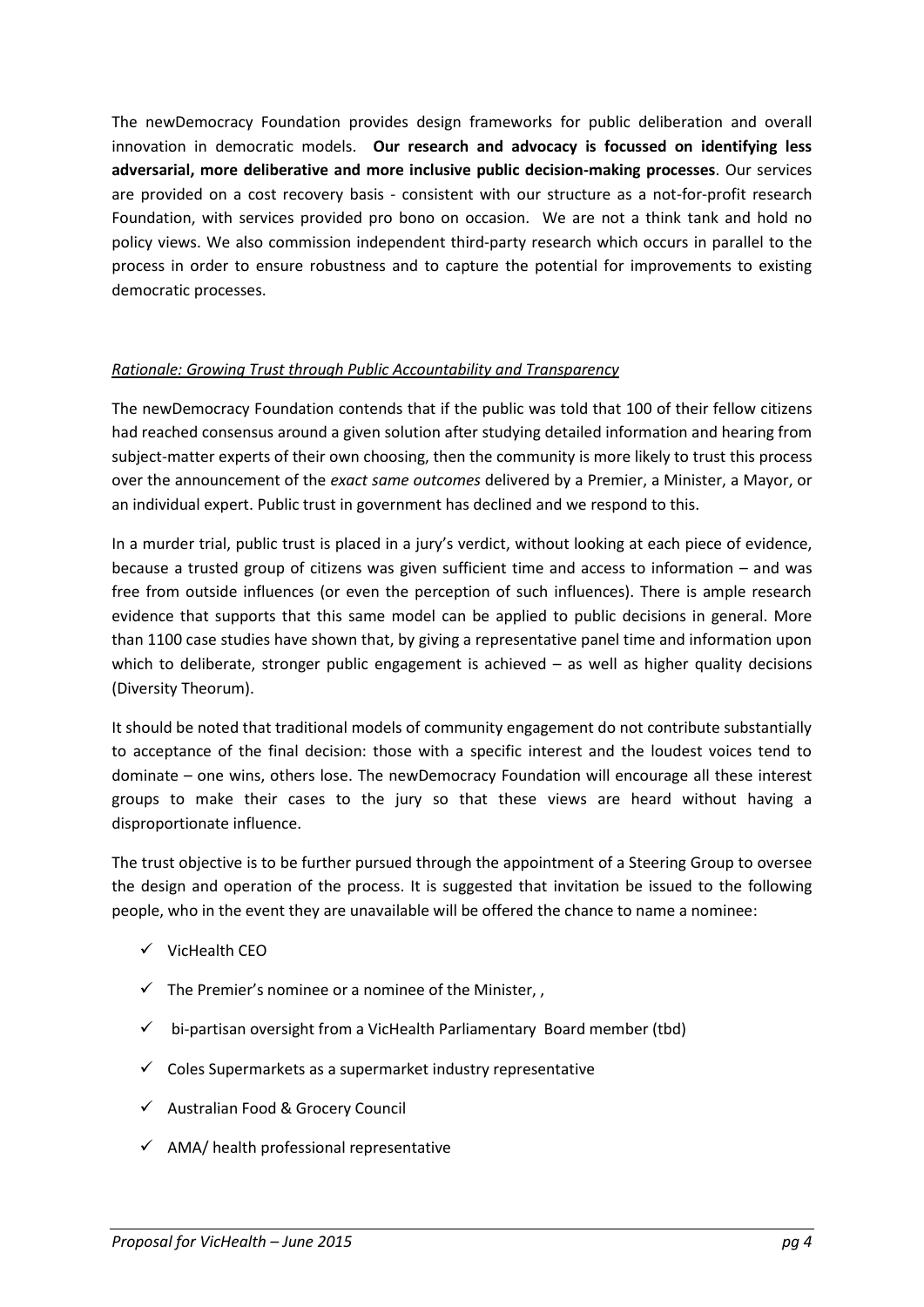The newDemocracy Foundation provides design frameworks for public deliberation and overall innovation in democratic models. **Our research and advocacy is focussed on identifying less adversarial, more deliberative and more inclusive public decision-making processes**. Our services are provided on a cost recovery basis - consistent with our structure as a not-for-profit research Foundation, with services provided pro bono on occasion. We are not a think tank and hold no policy views. We also commission independent third-party research which occurs in parallel to the process in order to ensure robustness and to capture the potential for improvements to existing democratic processes.

*Rationale: Growing Trust through Public Accountability and Transparency*

The newDemocracy Foundation contends that if the public was told that 100 of their fellow citizens had reached consensus around a given solution after studying detailed information and hearing from subject-matter experts of their own choosing, then the community is more likely to trust this process over the announcement of the *exact same outcomes* delivered by a Premier, a Minister, a Mayor, or an individual expert. Public trust in government has declined and we respond to this.

In a murder trial, public trust is placed in a jury's verdict, without looking at each piece of evidence, because a trusted group of citizens was given sufficient time and access to information – and was free from outside influences (or even the perception of such influences). There is ample research evidence that supports that this same model can be applied to public decisions in general. More than 1100 case studies have shown that, by giving a representative panel time and information upon which to deliberate, stronger public engagement is achieved – as well as higher quality decisions (Diversity Theorum).

It should be noted that traditional models of community engagement do not contribute substantially to acceptance of the final decision: those with a specific interest and the loudest voices tend to dominate – one wins, others lose. The newDemocracy Foundation will encourage all these interest groups to make their cases to the jury so that these views are heard without having a disproportionate influence.

The trust objective is to be further pursued through the appointment of a Steering Group to oversee the design and operation of the process. It is suggested that invitation be issued to the following people, who in the event they are unavailable will be offered the chance to name a nominee:

- ✓ VicHealth CEO
- ✓ The Premier's nominee or a nominee of the Minister, ,
- ✓ bi-partisan oversight from a VicHealth Parliamentary Board member (tbd)
- ✓ Coles Supermarkets as a supermarket industry representative
- ✓ Australian Food & Grocery Council
- ✓ AMA/ health professional representative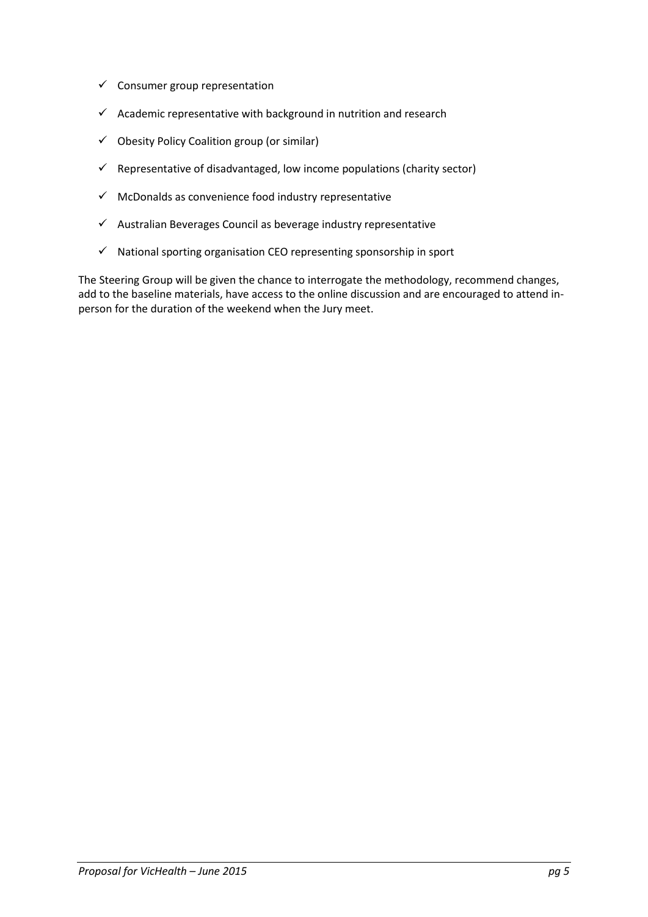- ✓ Consumer group representation
- ✓ Academic representative with background in nutrition and research
- ✓ Obesity Policy Coalition group (or similar)
- ✓ Representative of disadvantaged, low income populations (charity sector)
- ✓ McDonalds as convenience food industry representative
- ✓ Australian Beverages Council as beverage industry representative
- ✓ National sporting organisation CEO representing sponsorship in sport

The Steering Group will be given the chance to interrogate the methodology, recommend changes, add to the baseline materials, have access to the online discussion and are encouraged to attend in-person for the duration of the weekend when the Jury meet.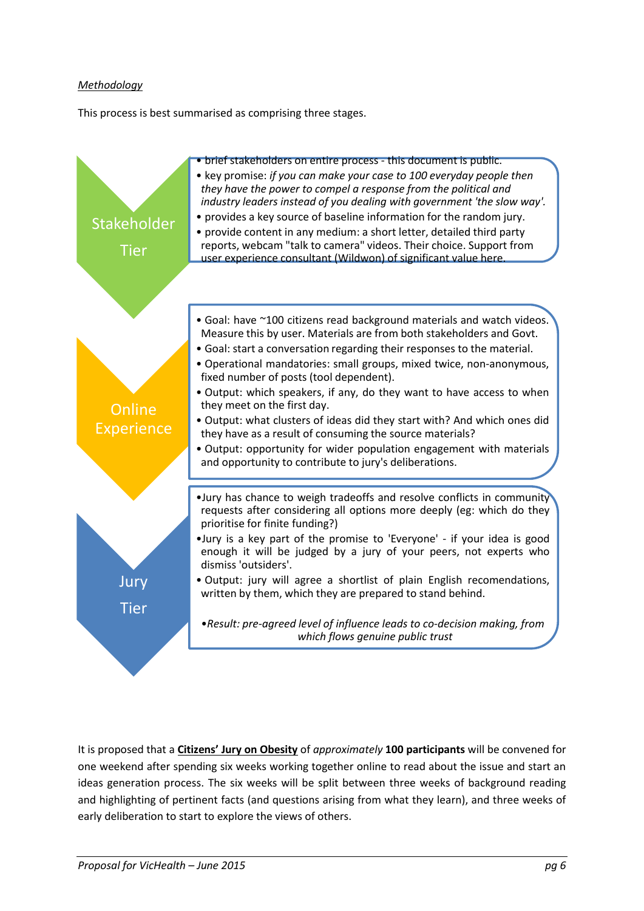*Methodology*

This process is best summarised as comprising three stages.

**Stakeholder Tier**

- brief stakeholders on entire process - this document is public.
- key promise: *if you can make your case to 100 everyday people then they have the power to compel a response from the political and industry leaders instead of you dealing with government 'the slow way'.*
- provides a key source of baseline information for the random jury.
- provide content in any medium: a short letter, detailed third party reports, webcam "talk to camera" videos. Their choice. Support from user experience consultant (Wildwon) of significant value here.

**Online Experience**

- Goal: have ~100 citizens read background materials and watch videos. Measure this by user. Materials are from both stakeholders and Govt.
- Goal: start a conversation regarding their responses to the material.
- Operational mandatories: small groups, mixed twice, non-anonymous, fixed number of posts (tool dependent).
- Output: which speakers, if any, do they want to have access to when they meet on the first day.
- Output: what clusters of ideas did they start with? And which ones did they have as a result of consuming the source materials?
- Output: opportunity for wider population engagement with materials and opportunity to contribute to jury's deliberations.

**Jury Tier**

- Jury has chance to weigh tradeoffs and resolve conflicts in community requests after considering all options more deeply (eg: which do they prioritise for finite funding?)
- Jury is a key part of the promise to 'Everyone' - if your idea is good enough it will be judged by a jury of your peers, not experts who dismiss 'outsiders'.
- Output: jury will agree a shortlist of plain English recomendations, written by them, which they are prepared to stand behind.

*•Result: pre-agreed level of influence leads to co-decision making, from which flows genuine public trust*

It is proposed that a **Citizens' Jury on Obesity** of *approximately* **100 participants** will be convened for one weekend after spending six weeks working together online to read about the issue and start an ideas generation process. The six weeks will be split between three weeks of background reading and highlighting of pertinent facts (and questions arising from what they learn), and three weeks of early deliberation to start to explore the views of others.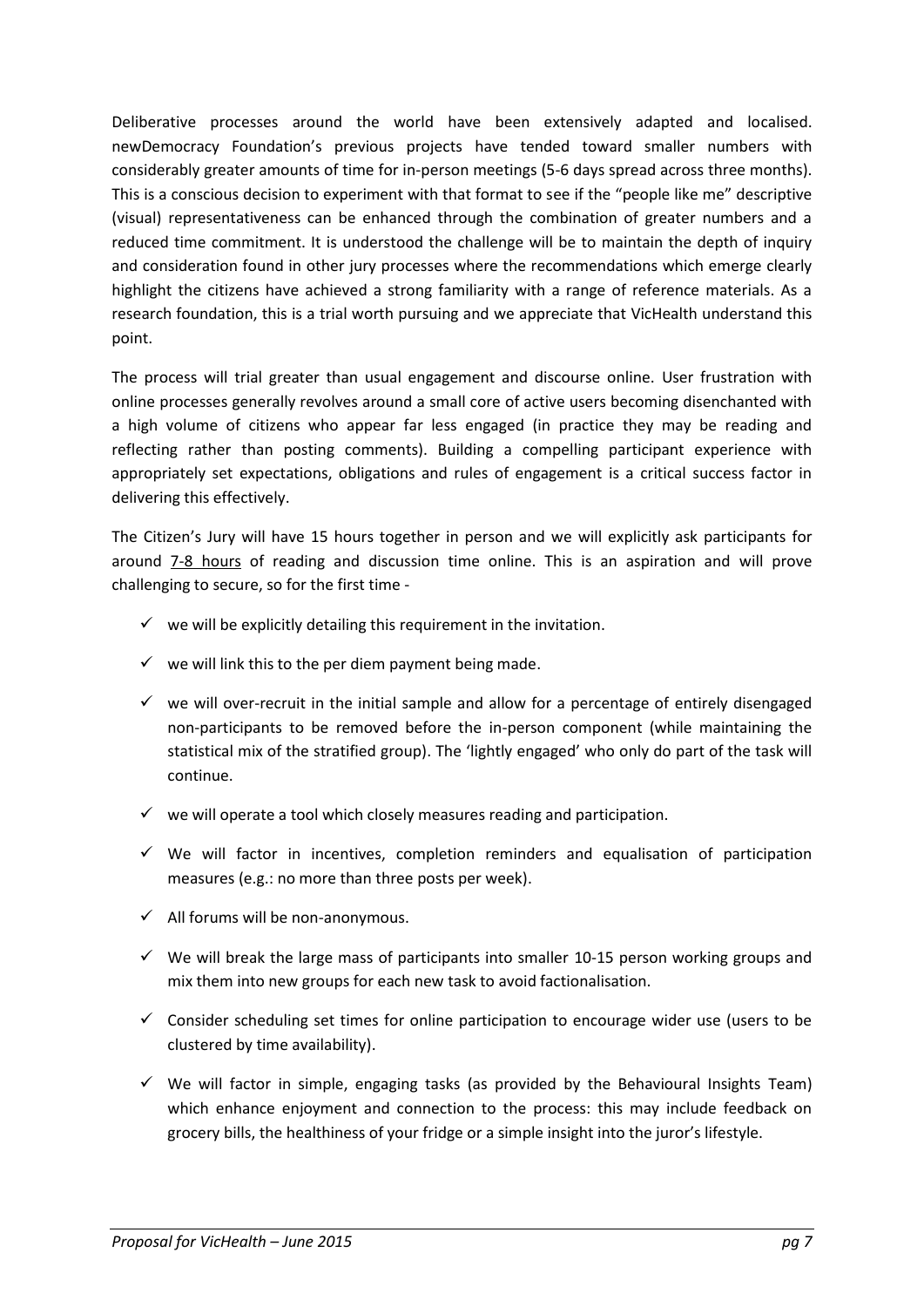Deliberative processes around the world have been extensively adapted and localised. newDemocracy Foundation's previous projects have tended toward smaller numbers with considerably greater amounts of time for in-person meetings (5-6 days spread across three months). This is a conscious decision to experiment with that format to see if the "people like me" descriptive (visual) representativeness can be enhanced through the combination of greater numbers and a reduced time commitment. It is understood the challenge will be to maintain the depth of inquiry and consideration found in other jury processes where the recommendations which emerge clearly highlight the citizens have achieved a strong familiarity with a range of reference materials. As a research foundation, this is a trial worth pursuing and we appreciate that VicHealth understand this point.

The process will trial greater than usual engagement and discourse online. User frustration with online processes generally revolves around a small core of active users becoming disenchanted with a high volume of citizens who appear far less engaged (in practice they may be reading and reflecting rather than posting comments). Building a compelling participant experience with appropriately set expectations, obligations and rules of engagement is a critical success factor in delivering this effectively.

The Citizen's Jury will have 15 hours together in person and we will explicitly ask participants for around <u>7-8 hours</u> of reading and discussion time online. This is an aspiration and will prove challenging to secure, so for the first time -

- ✓ we will be explicitly detailing this requirement in the invitation.
- ✓ we will link this to the per diem payment being made.
- ✓ we will over-recruit in the initial sample and allow for a percentage of entirely disengaged non-participants to be removed before the in-person component (while maintaining the statistical mix of the stratified group). The 'lightly engaged' who only do part of the task will continue.
- ✓ we will operate a tool which closely measures reading and participation.
- ✓ We will factor in incentives, completion reminders and equalisation of participation measures (e.g.: no more than three posts per week).
- ✓ All forums will be non-anonymous.
- ✓ We will break the large mass of participants into smaller 10-15 person working groups and mix them into new groups for each new task to avoid factionalisation.
- ✓ Consider scheduling set times for online participation to encourage wider use (users to be clustered by time availability).
- ✓ We will factor in simple, engaging tasks (as provided by the Behavioural Insights Team) which enhance enjoyment and connection to the process: this may include feedback on grocery bills, the healthiness of your fridge or a simple insight into the juror's lifestyle.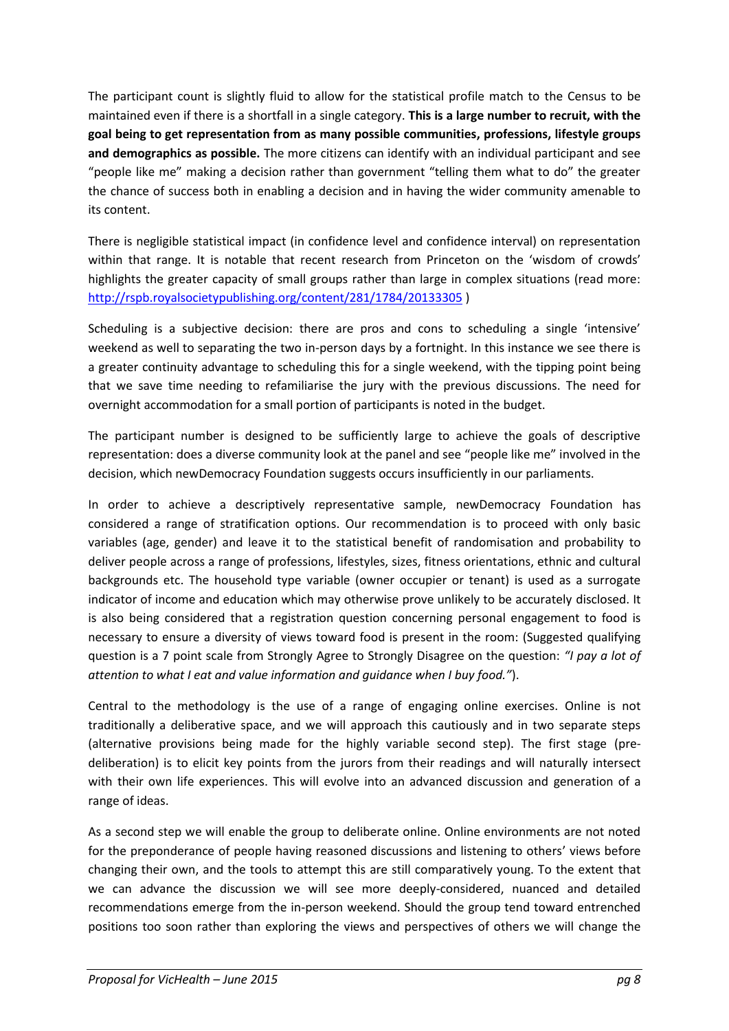The participant count is slightly fluid to allow for the statistical profile match to the Census to be maintained even if there is a shortfall in a single category. **This is a large number to recruit, with the goal being to get representation from as many possible communities, professions, lifestyle groups and demographics as possible.** The more citizens can identify with an individual participant and see "people like me" making a decision rather than government "telling them what to do" the greater the chance of success both in enabling a decision and in having the wider community amenable to its content.

There is negligible statistical impact (in confidence level and confidence interval) on representation within that range. It is notable that recent research from Princeton on the 'wisdom of crowds' highlights the greater capacity of small groups rather than large in complex situations (read more: http://rspb.royalsocietypublishing.org/content/281/1784/20133305 )

Scheduling is a subjective decision: there are pros and cons to scheduling a single 'intensive' weekend as well to separating the two in-person days by a fortnight. In this instance we see there is a greater continuity advantage to scheduling this for a single weekend, with the tipping point being that we save time needing to refamiliarise the jury with the previous discussions. The need for overnight accommodation for a small portion of participants is noted in the budget.

The participant number is designed to be sufficiently large to achieve the goals of descriptive representation: does a diverse community look at the panel and see "people like me" involved in the decision, which newDemocracy Foundation suggests occurs insufficiently in our parliaments.

In order to achieve a descriptively representative sample, newDemocracy Foundation has considered a range of stratification options. Our recommendation is to proceed with only basic variables (age, gender) and leave it to the statistical benefit of randomisation and probability to deliver people across a range of professions, lifestyles, sizes, fitness orientations, ethnic and cultural backgrounds etc. The household type variable (owner occupier or tenant) is used as a surrogate indicator of income and education which may otherwise prove unlikely to be accurately disclosed. It is also being considered that a registration question concerning personal engagement to food is necessary to ensure a diversity of views toward food is present in the room: (Suggested qualifying question is a 7 point scale from Strongly Agree to Strongly Disagree on the question: *"I pay a lot of attention to what I eat and value information and guidance when I buy food."*).

Central to the methodology is the use of a range of engaging online exercises. Online is not traditionally a deliberative space, and we will approach this cautiously and in two separate steps (alternative provisions being made for the highly variable second step). The first stage (pre-deliberation) is to elicit key points from the jurors from their readings and will naturally intersect with their own life experiences. This will evolve into an advanced discussion and generation of a range of ideas.

As a second step we will enable the group to deliberate online. Online environments are not noted for the preponderance of people having reasoned discussions and listening to others' views before changing their own, and the tools to attempt this are still comparatively young. To the extent that we can advance the discussion we will see more deeply-considered, nuanced and detailed recommendations emerge from the in-person weekend. Should the group tend toward entrenched positions too soon rather than exploring the views and perspectives of others we will change the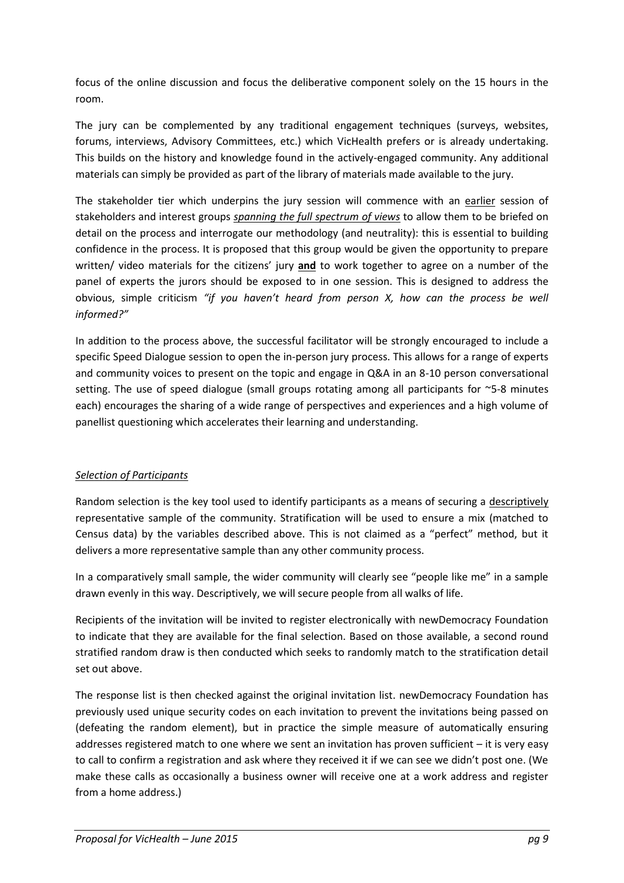focus of the online discussion and focus the deliberative component solely on the 15 hours in the room.

The jury can be complemented by any traditional engagement techniques (surveys, websites, forums, interviews, Advisory Committees, etc.) which VicHealth prefers or is already undertaking. This builds on the history and knowledge found in the actively-engaged community. Any additional materials can simply be provided as part of the library of materials made available to the jury.

The stakeholder tier which underpins the jury session will commence with an earlier session of stakeholders and interest groups *spanning the full spectrum of views* to allow them to be briefed on detail on the process and interrogate our methodology (and neutrality): this is essential to building confidence in the process. It is proposed that this group would be given the opportunity to prepare written/ video materials for the citizens' jury **and** to work together to agree on a number of the panel of experts the jurors should be exposed to in one session. This is designed to address the obvious, simple criticism *"if you haven't heard from person X, how can the process be well informed?"*

In addition to the process above, the successful facilitator will be strongly encouraged to include a specific Speed Dialogue session to open the in-person jury process. This allows for a range of experts and community voices to present on the topic and engage in Q&A in an 8-10 person conversational setting. The use of speed dialogue (small groups rotating among all participants for ~5-8 minutes each) encourages the sharing of a wide range of perspectives and experiences and a high volume of panellist questioning which accelerates their learning and understanding.

*Selection of Participants*

Random selection is the key tool used to identify participants as a means of securing a descriptively representative sample of the community. Stratification will be used to ensure a mix (matched to Census data) by the variables described above. This is not claimed as a "perfect" method, but it delivers a more representative sample than any other community process.

In a comparatively small sample, the wider community will clearly see "people like me" in a sample drawn evenly in this way. Descriptively, we will secure people from all walks of life.

Recipients of the invitation will be invited to register electronically with newDemocracy Foundation to indicate that they are available for the final selection. Based on those available, a second round stratified random draw is then conducted which seeks to randomly match to the stratification detail set out above.

The response list is then checked against the original invitation list. newDemocracy Foundation has previously used unique security codes on each invitation to prevent the invitations being passed on (defeating the random element), but in practice the simple measure of automatically ensuring addresses registered match to one where we sent an invitation has proven sufficient – it is very easy to call to confirm a registration and ask where they received it if we can see we didn't post one. (We make these calls as occasionally a business owner will receive one at a work address and register from a home address.)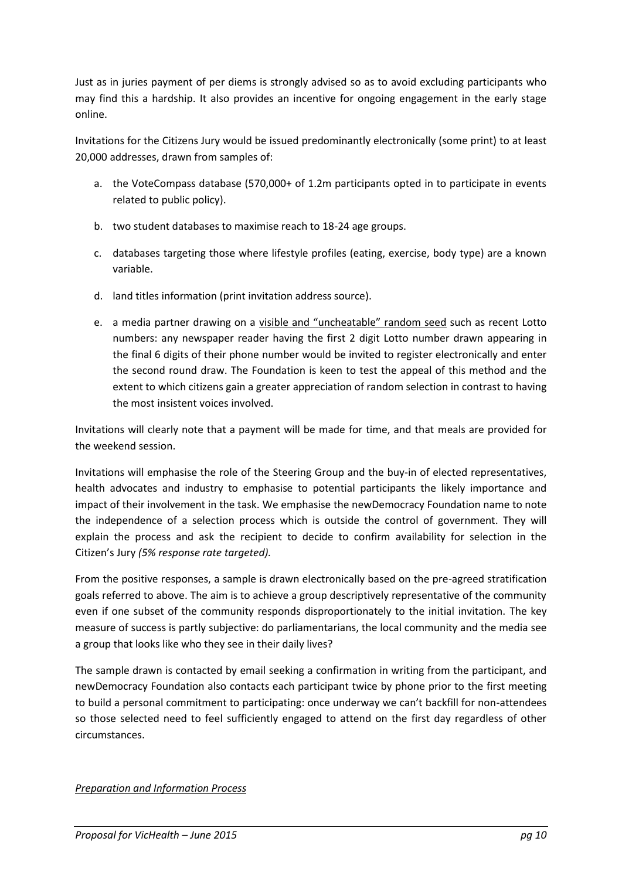Just as in juries payment of per diems is strongly advised so as to avoid excluding participants who may find this a hardship. It also provides an incentive for ongoing engagement in the early stage online.

Invitations for the Citizens Jury would be issued predominantly electronically (some print) to at least 20,000 addresses, drawn from samples of:

a. the VoteCompass database (570,000+ of 1.2m participants opted in to participate in events related to public policy).

b. two student databases to maximise reach to 18-24 age groups.

c. databases targeting those where lifestyle profiles (eating, exercise, body type) are a known variable.

d. land titles information (print invitation address source).

e. a media partner drawing on a <u>visible and "uncheatable" random seed</u> such as recent Lotto numbers: any newspaper reader having the first 2 digit Lotto number drawn appearing in the final 6 digits of their phone number would be invited to register electronically and enter the second round draw. The Foundation is keen to test the appeal of this method and the extent to which citizens gain a greater appreciation of random selection in contrast to having the most insistent voices involved.

Invitations will clearly note that a payment will be made for time, and that meals are provided for the weekend session.

Invitations will emphasise the role of the Steering Group and the buy-in of elected representatives, health advocates and industry to emphasise to potential participants the likely importance and impact of their involvement in the task. We emphasise the newDemocracy Foundation name to note the independence of a selection process which is outside the control of government. They will explain the process and ask the recipient to decide to confirm availability for selection in the Citizen's Jury *(5% response rate targeted).*

From the positive responses, a sample is drawn electronically based on the pre-agreed stratification goals referred to above. The aim is to achieve a group descriptively representative of the community even if one subset of the community responds disproportionately to the initial invitation. The key measure of success is partly subjective: do parliamentarians, the local community and the media see a group that looks like who they see in their daily lives?

The sample drawn is contacted by email seeking a confirmation in writing from the participant, and newDemocracy Foundation also contacts each participant twice by phone prior to the first meeting to build a personal commitment to participating: once underway we can't backfill for non-attendees so those selected need to feel sufficiently engaged to attend on the first day regardless of other circumstances.

*<u>Preparation and Information Process</u>*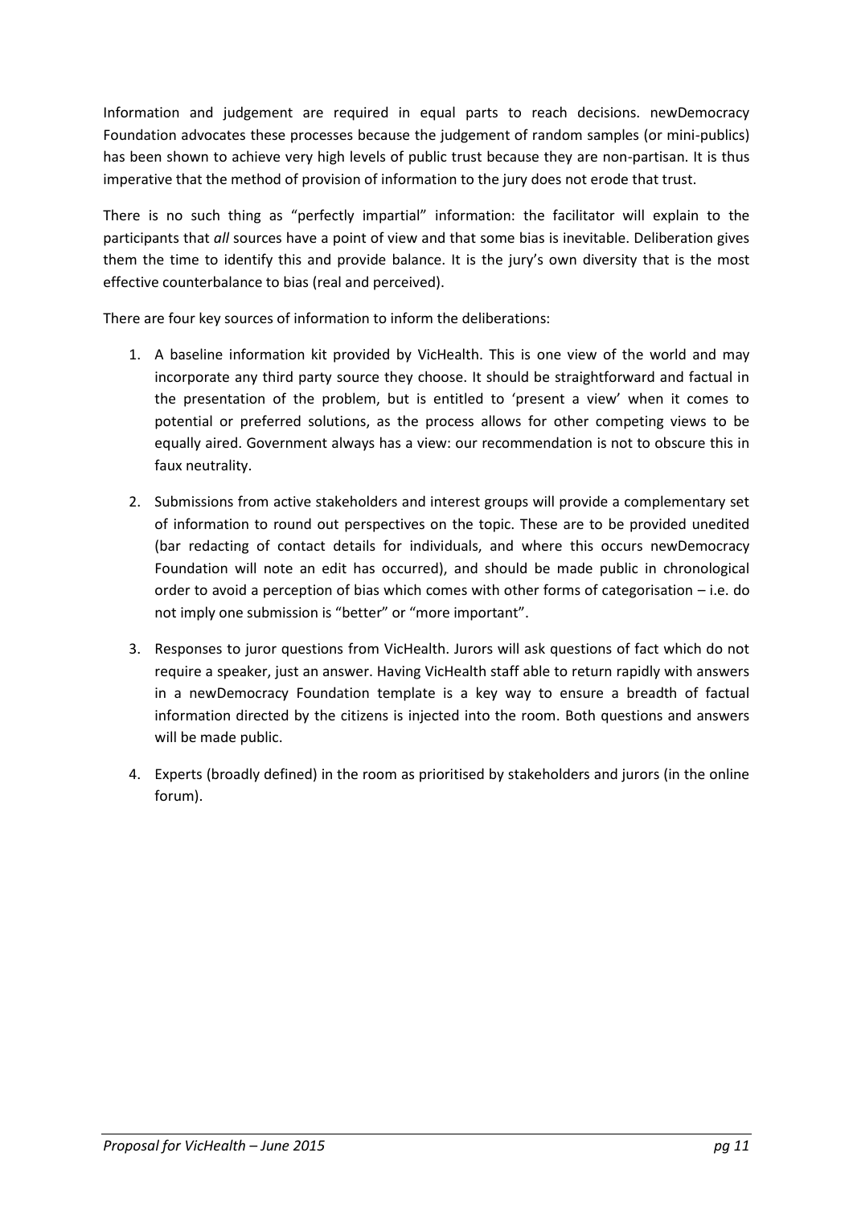Information and judgement are required in equal parts to reach decisions. newDemocracy Foundation advocates these processes because the judgement of random samples (or mini-publics) has been shown to achieve very high levels of public trust because they are non-partisan. It is thus imperative that the method of provision of information to the jury does not erode that trust.

There is no such thing as "perfectly impartial" information: the facilitator will explain to the participants that *all* sources have a point of view and that some bias is inevitable. Deliberation gives them the time to identify this and provide balance. It is the jury's own diversity that is the most effective counterbalance to bias (real and perceived).

There are four key sources of information to inform the deliberations:

1. A baseline information kit provided by VicHealth. This is one view of the world and may incorporate any third party source they choose. It should be straightforward and factual in the presentation of the problem, but is entitled to 'present a view' when it comes to potential or preferred solutions, as the process allows for other competing views to be equally aired. Government always has a view: our recommendation is not to obscure this in faux neutrality.

2. Submissions from active stakeholders and interest groups will provide a complementary set of information to round out perspectives on the topic. These are to be provided unedited (bar redacting of contact details for individuals, and where this occurs newDemocracy Foundation will note an edit has occurred), and should be made public in chronological order to avoid a perception of bias which comes with other forms of categorisation – i.e. do not imply one submission is "better" or "more important".

3. Responses to juror questions from VicHealth. Jurors will ask questions of fact which do not require a speaker, just an answer. Having VicHealth staff able to return rapidly with answers in a newDemocracy Foundation template is a key way to ensure a breadth of factual information directed by the citizens is injected into the room. Both questions and answers will be made public.

4. Experts (broadly defined) in the room as prioritised by stakeholders and jurors (in the online forum).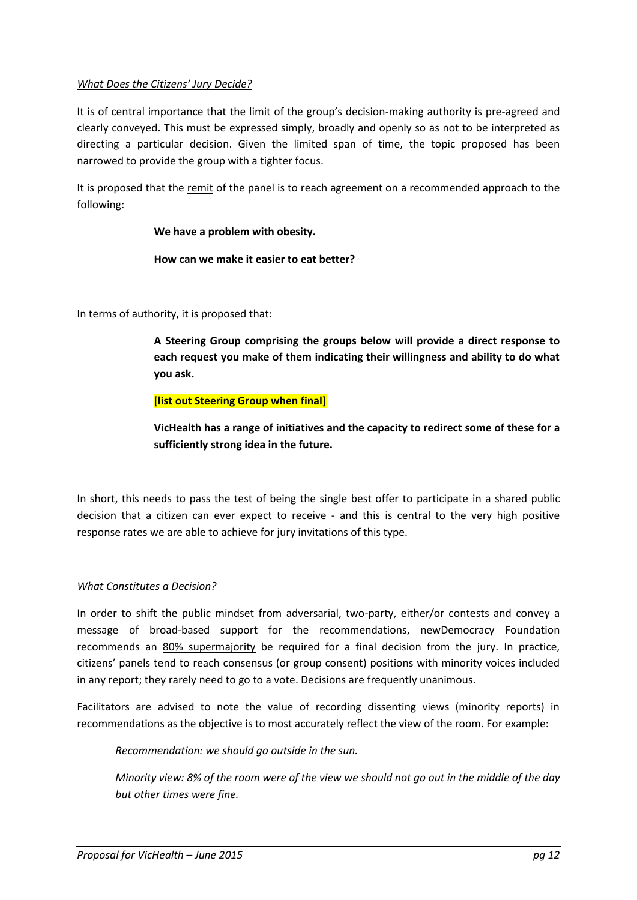*What Does the Citizens' Jury Decide?*

It is of central importance that the limit of the group's decision-making authority is pre-agreed and clearly conveyed. This must be expressed simply, broadly and openly so as not to be interpreted as directing a particular decision. Given the limited span of time, the topic proposed has been narrowed to provide the group with a tighter focus.

It is proposed that the remit of the panel is to reach agreement on a recommended approach to the following:

> **We have a problem with obesity.**
>
> **How can we make it easier to eat better?**

In terms of authority, it is proposed that:

> **A Steering Group comprising the groups below will provide a direct response to each request you make of them indicating their willingness and ability to do what you ask.**
>
> **[list out Steering Group when final]**
>
> **VicHealth has a range of initiatives and the capacity to redirect some of these for a sufficiently strong idea in the future.**

In short, this needs to pass the test of being the single best offer to participate in a shared public decision that a citizen can ever expect to receive - and this is central to the very high positive response rates we are able to achieve for jury invitations of this type.

*What Constitutes a Decision?*

In order to shift the public mindset from adversarial, two-party, either/or contests and convey a message of broad-based support for the recommendations, newDemocracy Foundation recommends an 80% supermajority be required for a final decision from the jury. In practice, citizens' panels tend to reach consensus (or group consent) positions with minority voices included in any report; they rarely need to go to a vote. Decisions are frequently unanimous.

Facilitators are advised to note the value of recording dissenting views (minority reports) in recommendations as the objective is to most accurately reflect the view of the room. For example:

> *Recommendation: we should go outside in the sun.*
>
> *Minority view: 8% of the room were of the view we should not go out in the middle of the day but other times were fine.*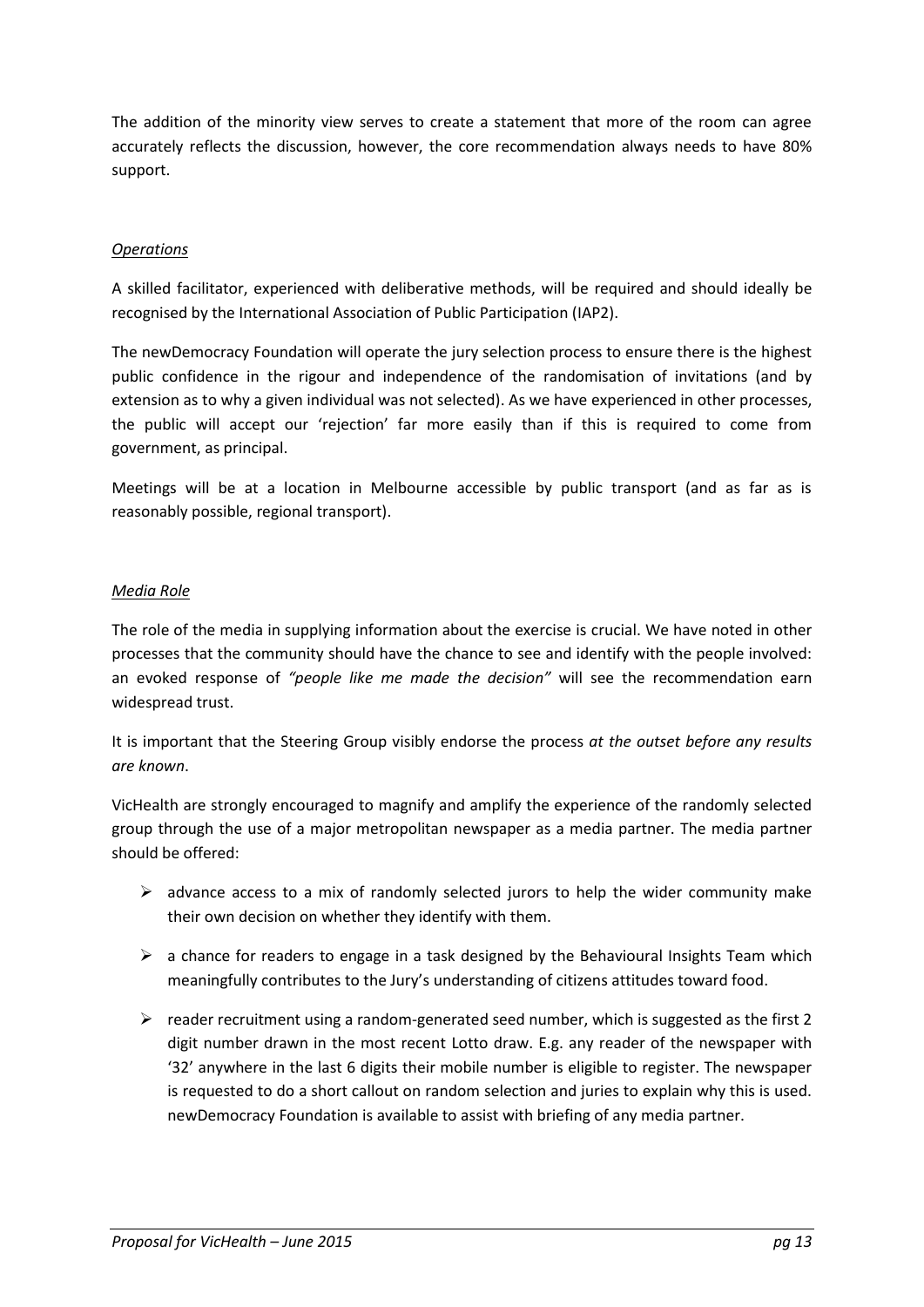The addition of the minority view serves to create a statement that more of the room can agree accurately reflects the discussion, however, the core recommendation always needs to have 80% support.

*Operations*

A skilled facilitator, experienced with deliberative methods, will be required and should ideally be recognised by the International Association of Public Participation (IAP2).

The newDemocracy Foundation will operate the jury selection process to ensure there is the highest public confidence in the rigour and independence of the randomisation of invitations (and by extension as to why a given individual was not selected). As we have experienced in other processes, the public will accept our 'rejection' far more easily than if this is required to come from government, as principal.

Meetings will be at a location in Melbourne accessible by public transport (and as far as is reasonably possible, regional transport).

*Media Role*

The role of the media in supplying information about the exercise is crucial. We have noted in other processes that the community should have the chance to see and identify with the people involved: an evoked response of *"people like me made the decision"* will see the recommendation earn widespread trust.

It is important that the Steering Group visibly endorse the process *at the outset before any results are known*.

VicHealth are strongly encouraged to magnify and amplify the experience of the randomly selected group through the use of a major metropolitan newspaper as a media partner. The media partner should be offered:

- advance access to a mix of randomly selected jurors to help the wider community make their own decision on whether they identify with them.
- a chance for readers to engage in a task designed by the Behavioural Insights Team which meaningfully contributes to the Jury's understanding of citizens attitudes toward food.
- reader recruitment using a random-generated seed number, which is suggested as the first 2 digit number drawn in the most recent Lotto draw. E.g. any reader of the newspaper with '32' anywhere in the last 6 digits their mobile number is eligible to register. The newspaper is requested to do a short callout on random selection and juries to explain why this is used. newDemocracy Foundation is available to assist with briefing of any media partner.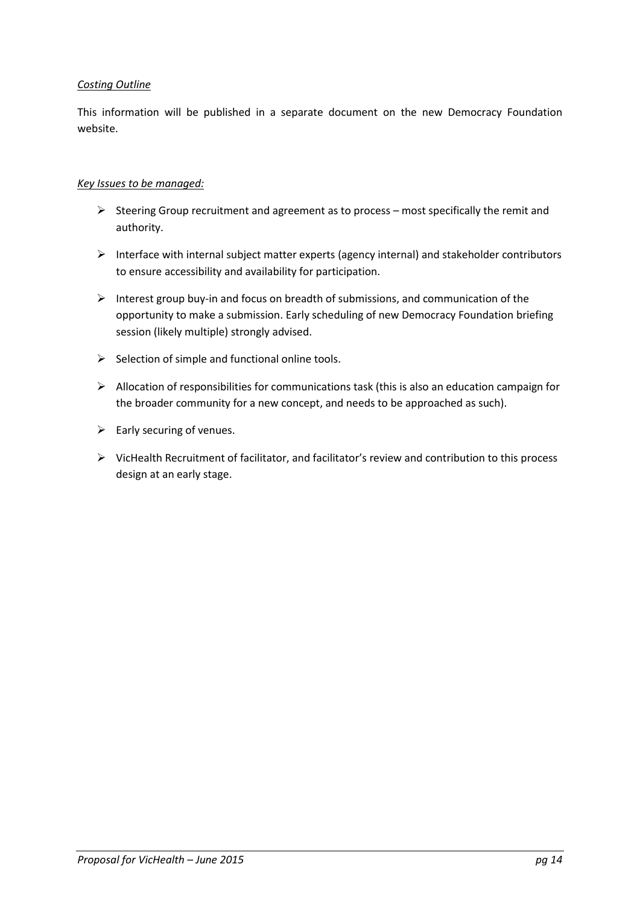*Costing Outline*

This information will be published in a separate document on the new Democracy Foundation website.

*Key Issues to be managed:*

- Steering Group recruitment and agreement as to process – most specifically the remit and authority.
- Interface with internal subject matter experts (agency internal) and stakeholder contributors to ensure accessibility and availability for participation.
- Interest group buy-in and focus on breadth of submissions, and communication of the opportunity to make a submission. Early scheduling of new Democracy Foundation briefing session (likely multiple) strongly advised.
- Selection of simple and functional online tools.
- Allocation of responsibilities for communications task (this is also an education campaign for the broader community for a new concept, and needs to be approached as such).
- Early securing of venues.
- VicHealth Recruitment of facilitator, and facilitator's review and contribution to this process design at an early stage.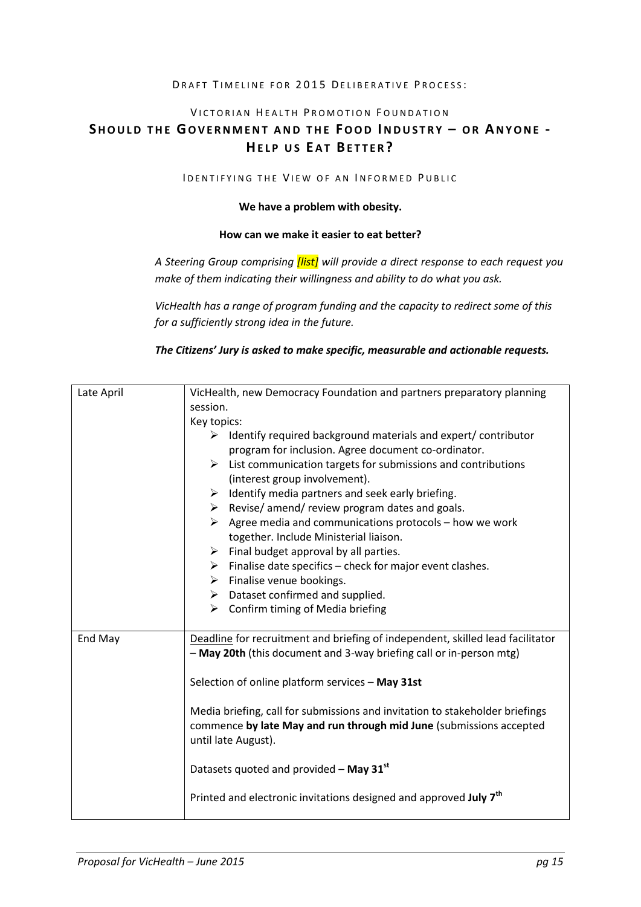DRAFT TIMELINE FOR 2015 DELIBERATIVE PROCESS:

VICTORIAN HEALTH PROMOTION FOUNDATION

# SHOULD THE GOVERNMENT AND THE FOOD INDUSTRY – OR ANYONE - HELP US EAT BETTER?

IDENTIFYING THE VIEW OF AN INFORMED PUBLIC

**We have a problem with obesity.**

**How can we make it easier to eat better?**

*A Steering Group comprising [list] will provide a direct response to each request you make of them indicating their willingness and ability to do what you ask.*

*VicHealth has a range of program funding and the capacity to redirect some of this for a sufficiently strong idea in the future.*

***The Citizens' Jury is asked to make specific, measurable and actionable requests.***

| | |
|---|---|
| Late April | VicHealth, new Democracy Foundation and partners preparatory planning session.<br>Key topics:<br>➢ Identify required background materials and expert/ contributor program for inclusion. Agree document co-ordinator.<br>➢ List communication targets for submissions and contributions (interest group involvement).<br>➢ Identify media partners and seek early briefing.<br>➢ Revise/ amend/ review program dates and goals.<br>➢ Agree media and communications protocols – how we work together. Include Ministerial liaison.<br>➢ Final budget approval by all parties.<br>➢ Finalise date specifics – check for major event clashes.<br>➢ Finalise venue bookings.<br>➢ Dataset confirmed and supplied.<br>➢ Confirm timing of Media briefing |
| End May | Deadline for recruitment and briefing of independent, skilled lead facilitator – **May 20th** (this document and 3-way briefing call or in-person mtg)<br><br>Selection of online platform services – **May 31st**<br><br>Media briefing, call for submissions and invitation to stakeholder briefings commence **by late May and run through mid June** (submissions accepted until late August).<br><br>Datasets quoted and provided – **May 31st**<br><br>Printed and electronic invitations designed and approved **July 7th** |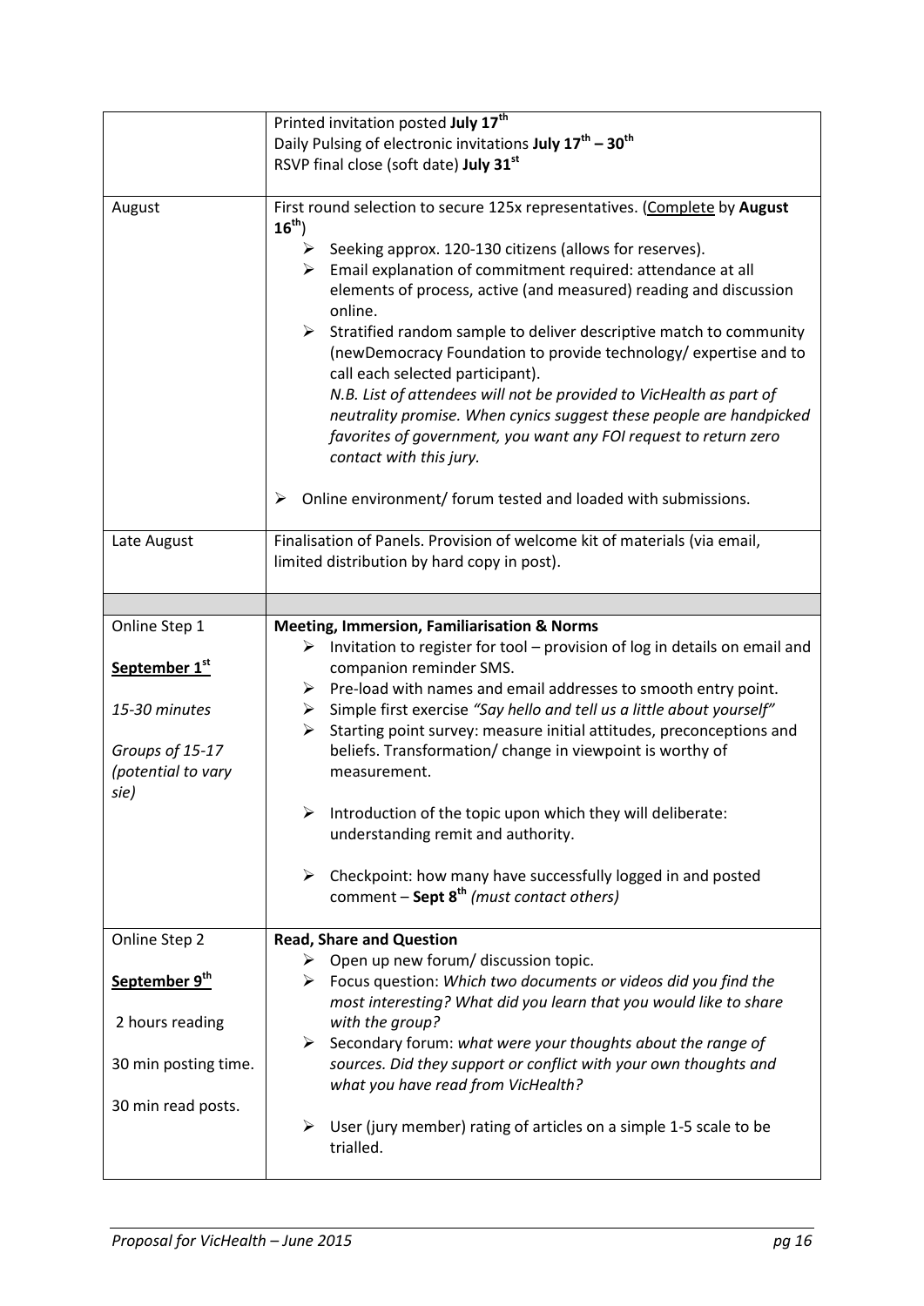| | |
|---|---|
| | Printed invitation posted **July 17th**<br>Daily Pulsing of electronic invitations **July 17th – 30th**<br>RSVP final close (soft date) **July 31st** |
| August | First round selection to secure 125x representatives. (Complete by **August 16th**)<br>➢ Seeking approx. 120-130 citizens (allows for reserves).<br>➢ Email explanation of commitment required: attendance at all elements of process, active (and measured) reading and discussion online.<br>➢ Stratified random sample to deliver descriptive match to community (newDemocracy Foundation to provide technology/ expertise and to call each selected participant).<br>*N.B. List of attendees will not be provided to VicHealth as part of neutrality promise. When cynics suggest these people are handpicked favorites of government, you want any FOI request to return zero contact with this jury.*<br><br>➢ Online environment/ forum tested and loaded with submissions. |
| Late August | Finalisation of Panels. Provision of welcome kit of materials (via email, limited distribution by hard copy in post). |
| | |
| Online Step 1<br><br>**September 1st**<br><br>*15-30 minutes*<br><br>*Groups of 15-17 (potential to vary sie)* | **Meeting, Immersion, Familiarisation & Norms**<br>➢ Invitation to register for tool – provision of log in details on email and companion reminder SMS.<br>➢ Pre-load with names and email addresses to smooth entry point.<br>➢ Simple first exercise *"Say hello and tell us a little about yourself"*<br>➢ Starting point survey: measure initial attitudes, preconceptions and beliefs. Transformation/ change in viewpoint is worthy of measurement.<br><br>➢ Introduction of the topic upon which they will deliberate: understanding remit and authority.<br><br>➢ Checkpoint: how many have successfully logged in and posted comment – **Sept 8th** *(must contact others)* |
| Online Step 2<br><br>**September 9th**<br><br>2 hours reading<br><br>30 min posting time.<br><br>30 min read posts. | **Read, Share and Question**<br>➢ Open up new forum/ discussion topic.<br>➢ Focus question: *Which two documents or videos did you find the most interesting? What did you learn that you would like to share with the group?*<br>➢ Secondary forum: *what were your thoughts about the range of sources. Did they support or conflict with your own thoughts and what you have read from VicHealth?*<br><br>➢ User (jury member) rating of articles on a simple 1-5 scale to be trialled. |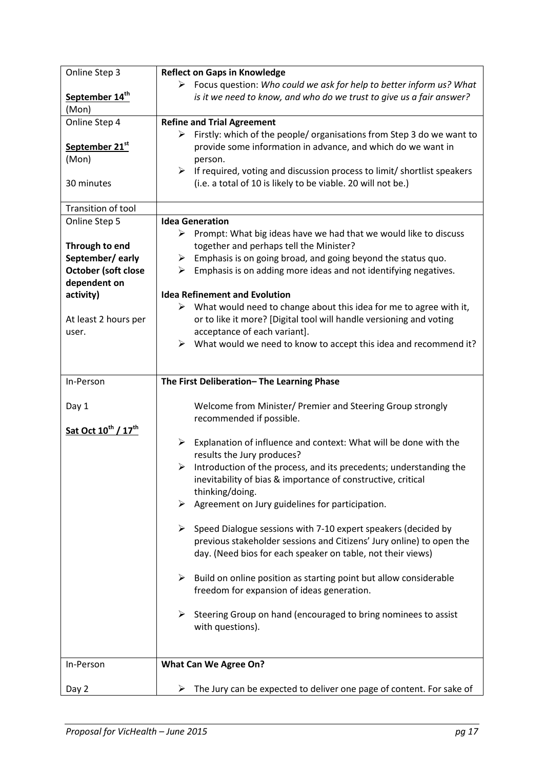| | |
|---|---|
| Online Step 3<br><br>**September 14th**<br>(Mon) | **Reflect on Gaps in Knowledge**<br>➢ Focus question: *Who could we ask for help to better inform us? What is it we need to know, and who do we trust to give us a fair answer?* |
| Online Step 4<br><br>**September 21st**<br>(Mon)<br><br>30 minutes | **Refine and Trial Agreement**<br>➢ Firstly: which of the people/ organisations from Step 3 do we want to provide some information in advance, and which do we want in person.<br>➢ If required, voting and discussion process to limit/ shortlist speakers (i.e. a total of 10 is likely to be viable. 20 will not be.) |
| Transition of tool | |
| Online Step 5<br><br>**Through to end September/ early October (soft close dependent on activity)**<br><br>At least 2 hours per user. | **Idea Generation**<br>➢ Prompt: What big ideas have we had that we would like to discuss together and perhaps tell the Minister?<br>➢ Emphasis is on going broad, and going beyond the status quo.<br>➢ Emphasis is on adding more ideas and not identifying negatives.<br><br>**Idea Refinement and Evolution**<br>➢ What would need to change about this idea for me to agree with it, or to like it more? [Digital tool will handle versioning and voting acceptance of each variant].<br>➢ What would we need to know to accept this idea and recommend it? |
| In-Person<br><br>Day 1<br><br>**Sat Oct 10th / 17th** | **The First Deliberation– The Learning Phase**<br><br>Welcome from Minister/ Premier and Steering Group strongly recommended if possible.<br><br>➢ Explanation of influence and context: What will be done with the results the Jury produces?<br>➢ Introduction of the process, and its precedents; understanding the inevitability of bias & importance of constructive, critical thinking/doing.<br>➢ Agreement on Jury guidelines for participation.<br><br>➢ Speed Dialogue sessions with 7-10 expert speakers (decided by previous stakeholder sessions and Citizens' Jury online) to open the day. (Need bios for each speaker on table, not their views)<br><br>➢ Build on online position as starting point but allow considerable freedom for expansion of ideas generation.<br><br>➢ Steering Group on hand (encouraged to bring nominees to assist with questions). |
| In-Person<br><br>Day 2 | **What Can We Agree On?**<br><br>➢ The Jury can be expected to deliver one page of content. For sake of |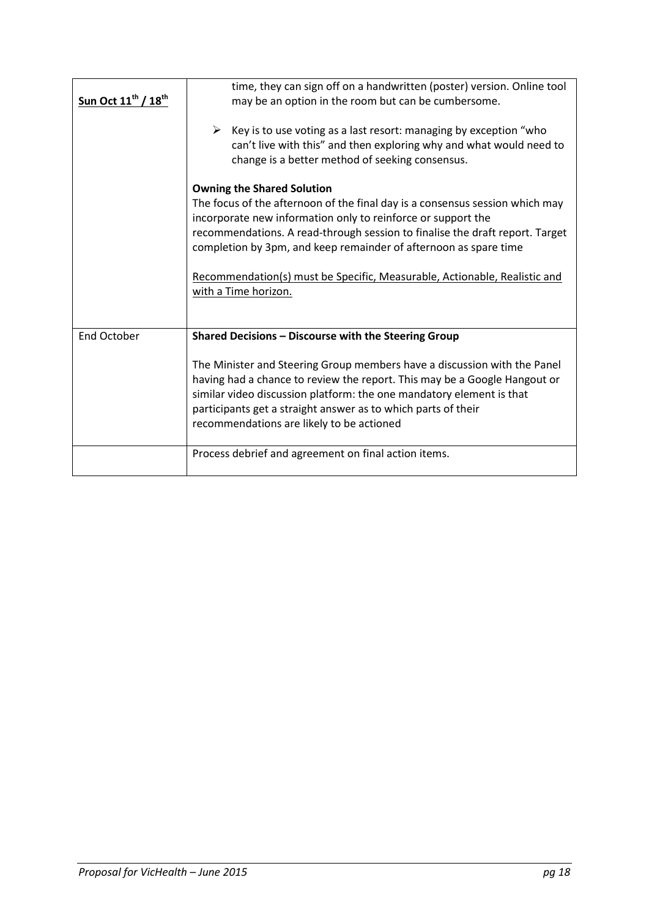| | |
|---|---|
| <u>**Sun Oct 11th / 18th**</u> | time, they can sign off on a handwritten (poster) version. Online tool may be an option in the room but can be cumbersome.<br><br>➢ Key is to use voting as a last resort: managing by exception "who can't live with this" and then exploring why and what would need to change is a better method of seeking consensus.<br><br>**Owning the Shared Solution**<br>The focus of the afternoon of the final day is a consensus session which may incorporate new information only to reinforce or support the recommendations. A read-through session to finalise the draft report. Target completion by 3pm, and keep remainder of afternoon as spare time<br><br><u>Recommendation(s) must be Specific, Measurable, Actionable, Realistic and with a Time horizon.</u> |
| End October | **Shared Decisions – Discourse with the Steering Group**<br><br>The Minister and Steering Group members have a discussion with the Panel having had a chance to review the report. This may be a Google Hangout or similar video discussion platform: the one mandatory element is that participants get a straight answer as to which parts of their recommendations are likely to be actioned |
| | Process debrief and agreement on final action items. |

*Proposal for VicHealth – June 2015*